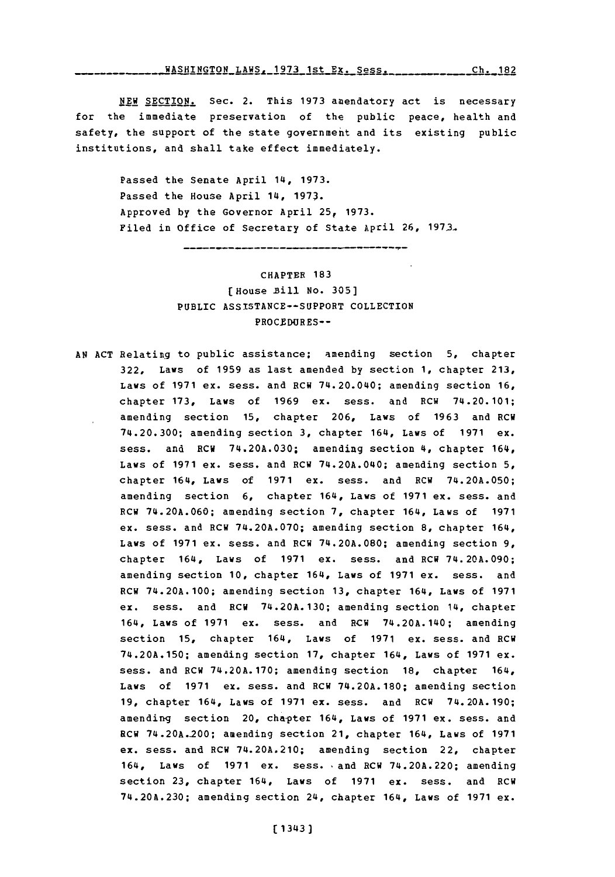NEW SECTION. Sec. 2. This 1973 amendatory act is necessary for the immediate preservation of the public peace, health and safety, the support of the state government and its existing public institutions, and shall take effect immediately.

Passed the Senate April 14, 1973.
Passed the House April 14, 1973.
Approved by the Governor April 25, 1973.
Filed in Office of Secretary of State April 26, 1973.

---

## CHAPTER 183

### [House Bill No. 305]

### PUBLIC ASSISTANCE--SUPPORT COLLECTION PROCEDURES--

AN ACT Relating to public assistance; amending section 5, chapter 322, Laws of 1959 as last amended by section 1, chapter 213, Laws of 1971 ex. sess. and RCW 74.20.040; amending section 16, chapter 173, Laws of 1969 ex. sess. and RCW 74.20.101; amending section 15, chapter 206, Laws of 1963 and RCW 74.20.300; amending section 3, chapter 164, Laws of 1971 ex. sess. and RCW 74.20A.030; amending section 4, chapter 164, Laws of 1971 ex. sess. and RCW 74.20A.040; amending section 5, chapter 164, Laws of 1971 ex. sess. and RCW 74.20A.050; amending section 6, chapter 164, Laws of 1971 ex. sess. and RCW 74.20A.060; amending section 7, chapter 164, Laws of 1971 ex. sess. and RCW 74.20A.070; amending section 8, chapter 164, Laws of 1971 ex. sess. and RCW 74.20A.080; amending section 9, chapter 164, Laws of 1971 ex. sess. and RCW 74.20A.090; amending section 10, chapter 164, Laws of 1971 ex. sess. and RCW 74.20A.100; amending section 13, chapter 164, Laws of 1971 ex. sess. and RCW 74.20A.130; amending section 14, chapter 164, Laws of 1971 ex. sess. and RCW 74.20A.140; amending section 15, chapter 164, Laws of 1971 ex. sess. and RCW 74.20A.150; amending section 17, chapter 164, Laws of 1971 ex. sess. and RCW 74.20A.170; amending section 18, chapter 164, Laws of 1971 ex. sess. and RCW 74.20A.180; amending section 19, chapter 164, Laws of 1971 ex. sess. and RCW 74.20A.190; amending section 20, chapter 164, Laws of 1971 ex. sess. and RCW 74.20A.200; amending section 21, chapter 164, Laws of 1971 ex. sess. and RCW 74.20A.210; amending section 22, chapter 164, Laws of 1971 ex. sess. and RCW 74.20A.220; amending section 23, chapter 164, Laws of 1971 ex. sess. and RCW 74.20A.230; amending section 24, chapter 164, Laws of 1971 ex.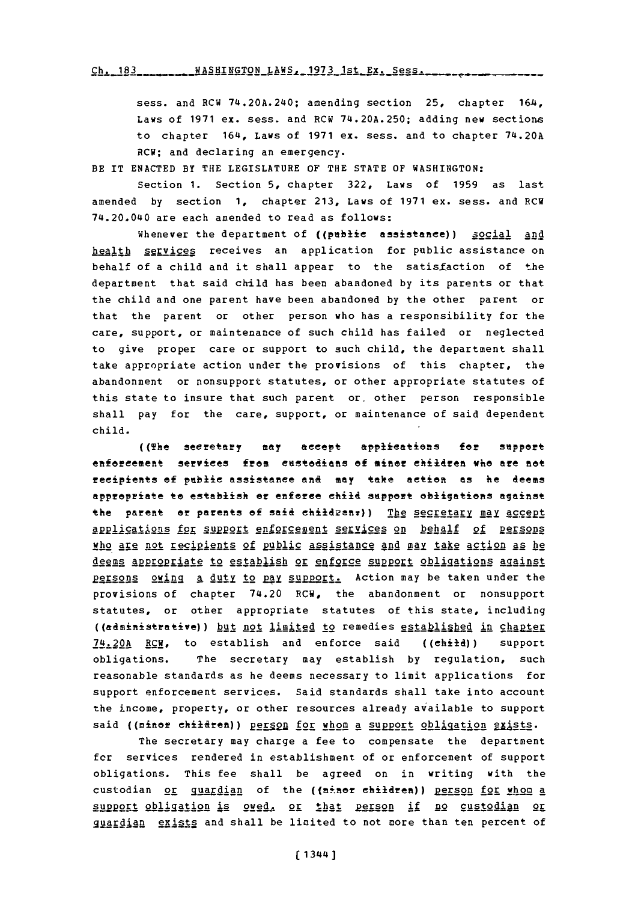sess. and RCW 74.20A.240; amending section 25, chapter 164, Laws of 1971 ex. sess. and RCW 74.20A.250; adding new sections to chapter 164, Laws of 1971 ex. sess. and to chapter 74.20A RCW; and declaring an emergency.

BE IT ENACTED BY THE LEGISLATURE OF THE STATE OF WASHINGTON:

Section 1. Section 5, chapter 322, Laws of 1959 as last amended by section 1, chapter 213, Laws of 1971 ex. sess. and RCW 74.20.040 are each amended to read as follows:

Whenever the department of ((public assistance)) social and health services receives an application for public assistance on behalf of a child and it shall appear to the satisfaction of the department that said child has been abandoned by its parents or that the child and one parent have been abandoned by the other parent or that the parent or other person who has a responsibility for the care, support, or maintenance of such child has failed or neglected to give proper care or support to such child, the department shall take appropriate action under the provisions of this chapter, the abandonment or nonsupport statutes, or other appropriate statutes of this state to insure that such parent or other person responsible shall pay for the care, support, or maintenance of said dependent child.

((The secretary may accept applications for support enforcement services from custodians of minor children who are not recipients of public assistance and may take action as he deems appropriate to establish or enforce child support obligations against the parent or parents of said children.)) The secretary may accept applications for support enforcement services on behalf of persons who are not recipients of public assistance and may take action as he deems appropriate to establish or enforce support obligations against persons owing a duty to pay support. Action may be taken under the provisions of chapter 74.20 RCW, the abandonment or nonsupport statutes, or other appropriate statutes of this state, including ((administrative)) but not limited to remedies established in chapter 74.20A RCW, to establish and enforce said ((child)) support obligations. The secretary may establish by regulation, such reasonable standards as he deems necessary to limit applications for support enforcement services. Said standards shall take into account the income, property, or other resources already available to support said ((minor children)) person for whom a support obligation exists.

The secretary may charge a fee to compensate the department for services rendered in establishment of or enforcement of support obligations. This fee shall be agreed on in writing with the custodian or guardian of the ((minor children)) person for whom a support obligation is owed, or that person if no custodian or guardian exists and shall be limited to not more than ten percent of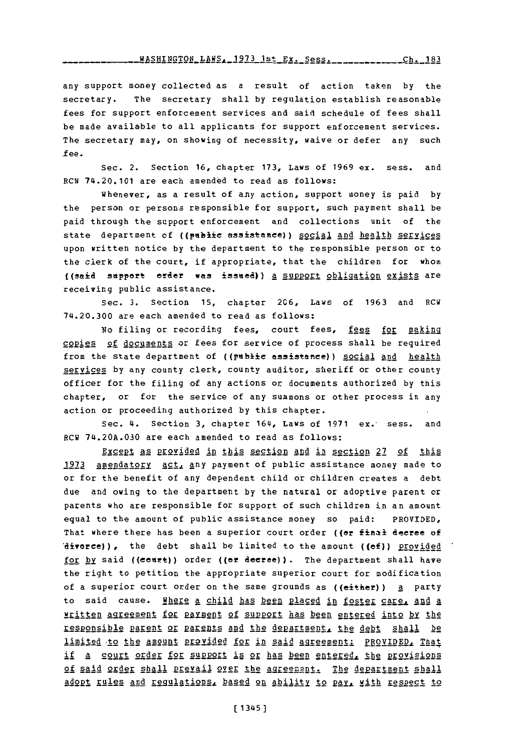any support money collected as a result of action taken by the secretary. The secretary shall by regulation establish reasonable fees for support enforcement services and said schedule of fees shall be made available to all applicants for support enforcement services. The secretary may, on showing of necessity, waive or defer any such fee.

Sec. 2. Section 16, chapter 173, Laws of 1969 ex. sess. and RCW 74.20.101 are each amended to read as follows:

Whenever, as a result of any action, support money is paid by the person or persons responsible for support, such payment shall be paid through the support enforcement and collections unit of the state department of ((public assistance)) social and health services upon written notice by the department to the responsible person or to the clerk of the court, if appropriate, that the children for whom ((said support order was issued)) a support obligation exists are receiving public assistance.

Sec. 3. Section 15, chapter 206, Laws of 1963 and RCW 74.20.300 are each amended to read as follows:

No filing or recording fees, court fees, fees for making copies of documents or fees for service of process shall be required from the state department of ((public assistance)) social and health services by any county clerk, county auditor, sheriff or other county officer for the filing of any actions or documents authorized by this chapter, or for the service of any summons or other process in any action or proceeding authorized by this chapter.

Sec. 4. Section 3, chapter 164, Laws of 1971 ex. sess. and RCW 74.20A.030 are each amended to read as follows:

Except as provided in this section and in section 27 of this 1973 amendatory act, any payment of public assistance money made to or for the benefit of any dependent child or children creates a debt due and owing to the department by the natural or adoptive parent or parents who are responsible for support of such children in an amount equal to the amount of public assistance money so paid: PROVIDED, That where there has been a superior court order ((or final decree of divorce)), the debt shall be limited to the amount ((of)) provided for by said ((court)) order ((or decree)). The department shall have the right to petition the appropriate superior court for modification of a superior court order on the same grounds as ((either)) a party to said cause. Where a child has been placed in foster care, and a written agreement for payment of support has been entered into by the responsible parent or parents and the department, the debt shall be limited to the amount provided for in said agreement: PROVIDED, That if a court order for support is or has been entered, the provisions of said order shall prevail over the agreement. The department shall adopt rules and regulations, based on ability to pay, with respect to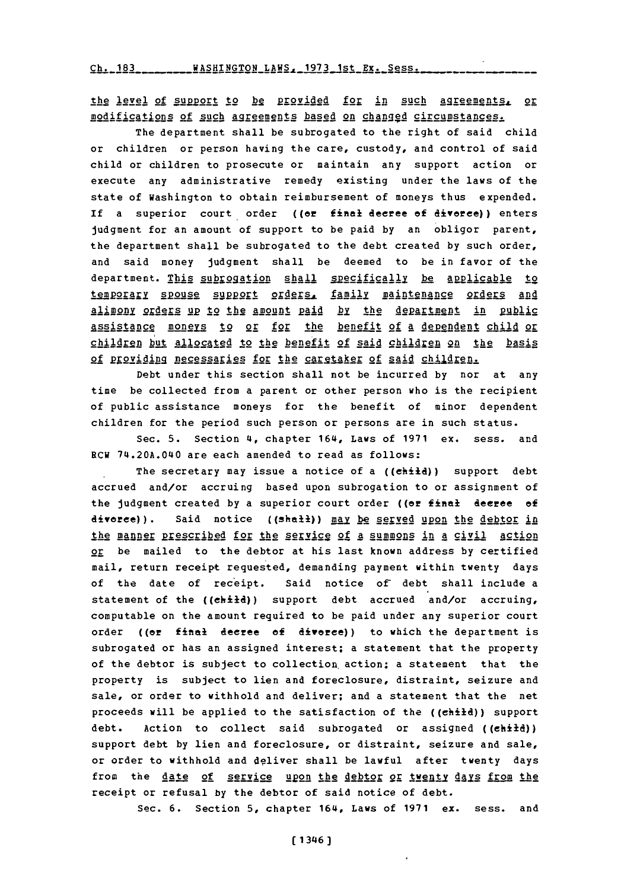the level of support to be provided for in such agreements, or modifications of such agreements based on changed circumstances.

The department shall be subrogated to the right of said child or children or person having the care, custody, and control of said child or children to prosecute or maintain any support action or execute any administrative remedy existing under the laws of the state of Washington to obtain reimbursement of moneys thus expended. If a superior court order ((or final decree of divorce)) enters judgment for an amount of support to be paid by an obligor parent, the department shall be subrogated to the debt created by such order, and said money judgment shall be deemed to be in favor of the department. This subrogation shall specifically be applicable to temporary spouse support orders, family maintenance orders and alimony orders up to the amount paid by the department in public assistance moneys to or for the benefit of a dependent child or children but allocated to the benefit of said children on the basis of providing necessaries for the caretaker of said children.

Debt under this section shall not be incurred by nor at any time be collected from a parent or other person who is the recipient of public assistance moneys for the benefit of minor dependent children for the period such person or persons are in such status.

Sec. 5. Section 4, chapter 164, Laws of 1971 ex. sess. and RCW 74.20A.040 are each amended to read as follows:

The secretary may issue a notice of a ((child)) support debt accrued and/or accruing based upon subrogation to or assignment of the judgment created by a superior court order ((or final decree of divorce)). Said notice ((shall)) may be served upon the debtor in the manner prescribed for the service of a summons in a civil action or be mailed to the debtor at his last known address by certified mail, return receipt requested, demanding payment within twenty days of the date of receipt. Said notice of debt shall include a statement of the ((child)) support debt accrued and/or accruing, computable on the amount required to be paid under any superior court order ((or final decree of divorce)) to which the department is subrogated or has an assigned interest; a statement that the property of the debtor is subject to collection action; a statement that the property is subject to lien and foreclosure, distraint, seizure and sale, or order to withhold and deliver; and a statement that the net proceeds will be applied to the satisfaction of the ((child)) support debt. Action to collect said subrogated or assigned ((child)) support debt by lien and foreclosure, or distraint, seizure and sale, or order to withhold and deliver shall be lawful after twenty days from the date of service upon the debtor or twenty days from the receipt or refusal by the debtor of said notice of debt.

Sec. 6. Section 5, chapter 164, Laws of 1971 ex. sess. and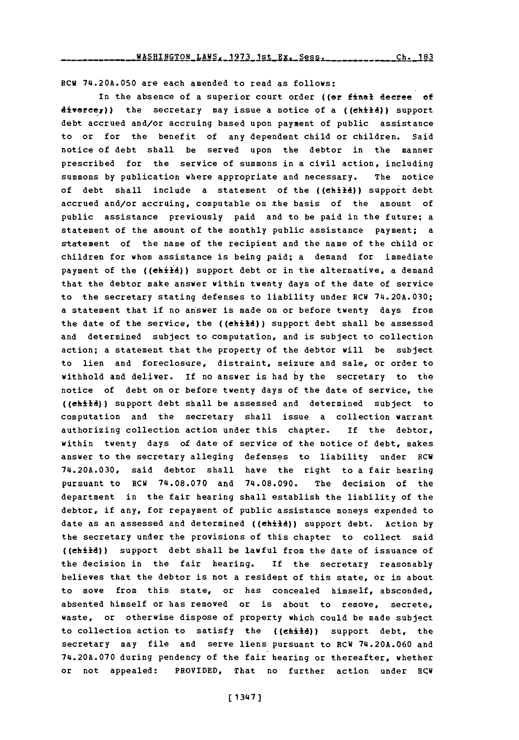RCW 74.20A.050 are each amended to read as follows:

In the absence of a superior court order ((or final decree of divorce,)) the secretary may issue a notice of a ((child)) support debt accrued and/or accruing based upon payment of public assistance to or for the benefit of any dependent child or children. Said notice of debt shall be served upon the debtor in the manner prescribed for the service of summons in a civil action, including summons by publication where appropriate and necessary. The notice of debt shall include a statement of the ((child)) support debt accrued and/or accruing, computable on the basis of the amount of public assistance previously paid and to be paid in the future; a statement of the amount of the monthly public assistance payment; a statement of the name of the recipient and the name of the child or children for whom assistance is being paid; a demand for immediate payment of the ((child)) support debt or in the alternative, a demand that the debtor make answer within twenty days of the date of service to the secretary stating defenses to liability under RCW 74.20A.030; a statement that if no answer is made on or before twenty days from the date of the service, the ((child)) support debt shall be assessed and determined subject to computation, and is subject to collection action; a statement that the property of the debtor will be subject to lien and foreclosure, distraint, seizure and sale, or order to withhold and deliver. If no answer is had by the secretary to the notice of debt on or before twenty days of the date of service, the ((child)) support debt shall be assessed and determined subject to computation and the secretary shall issue a collection warrant authorizing collection action under this chapter. If the debtor, within twenty days of date of service of the notice of debt, makes answer to the secretary alleging defenses to liability under RCW 74.20A.030, said debtor shall have the right to a fair hearing pursuant to RCW 74.08.070 and 74.08.090. The decision of the department in the fair hearing shall establish the liability of the debtor, if any, for repayment of public assistance moneys expended to date as an assessed and determined ((child)) support debt. Action by the secretary under the provisions of this chapter to collect said ((child)) support debt shall be lawful from the date of issuance of the decision in the fair hearing. If the secretary reasonably believes that the debtor is not a resident of this state, or is about to move from this state, or has concealed himself, absconded, absented himself or has removed or is about to remove, secrete, waste, or otherwise dispose of property which could be made subject to collection action to satisfy the ((child)) support debt, the secretary may file and serve liens pursuant to RCW 74.20A.060 and 74.20A.070 during pendency of the fair hearing or thereafter, whether or not appealed: PROVIDED, That no further action under RCW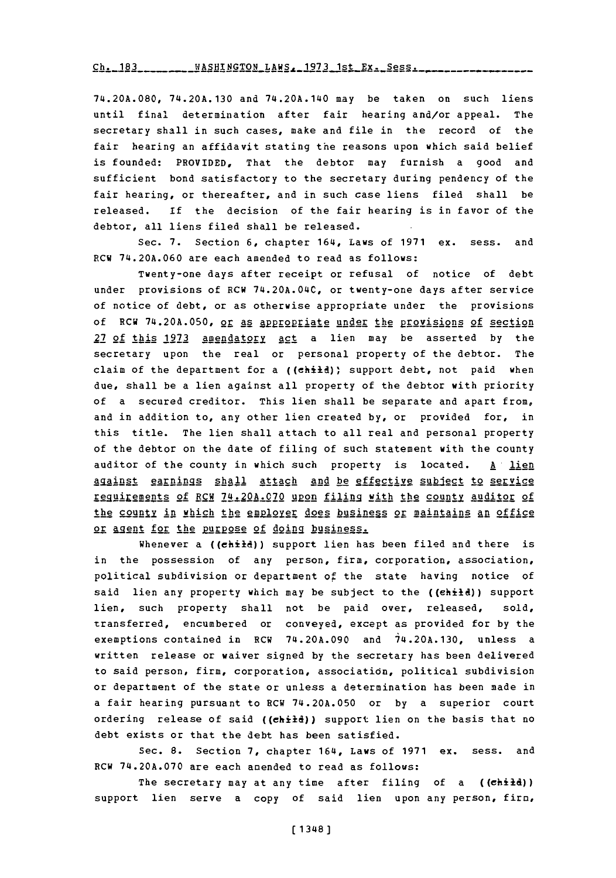74.20A.080, 74.20A.130 and 74.20A.140 may be taken on such liens until final determination after fair hearing and/or appeal. The secretary shall in such cases, make and file in the record of the fair hearing an affidavit stating the reasons upon which said belief is founded: PROVIDED, That the debtor may furnish a good and sufficient bond satisfactory to the secretary during pendency of the fair hearing, or thereafter, and in such case liens filed shall be released. If the decision of the fair hearing is in favor of the debtor, all liens filed shall be released.

Sec. 7. Section 6, chapter 164, Laws of 1971 ex. sess. and RCW 74.20A.060 are each amended to read as follows:

Twenty-one days after receipt or refusal of notice of debt under provisions of RCW 74.20A.040, or twenty-one days after service of notice of debt, or as otherwise appropriate under the provisions of RCW 74.20A.050, or as appropriate under the provisions of section 27 of this 1973 amendatory act a lien may be asserted by the secretary upon the real or personal property of the debtor. The claim of the department for a ((child)) support debt, not paid when due, shall be a lien against all property of the debtor with priority of a secured creditor. This lien shall be separate and apart from, and in addition to, any other lien created by, or provided for, in this title. The lien shall attach to all real and personal property of the debtor on the date of filing of such statement with the county auditor of the county in which such property is located. A lien against earnings shall attach and be effective subject to service requirements of RCW 74.20A.070 upon filing with the county auditor of the county in which the employer does business or maintains an office or agent for the purpose of doing business.

Whenever a ((child)) support lien has been filed and there is in the possession of any person, firm, corporation, association, political subdivision or department of the state having notice of said lien any property which may be subject to the ((child)) support lien, such property shall not be paid over, released, sold, transferred, encumbered or conveyed, except as provided for by the exemptions contained in RCW 74.20A.090 and 74.20A.130, unless a written release or waiver signed by the secretary has been delivered to said person, firm, corporation, association, political subdivision or department of the state or unless a determination has been made in a fair hearing pursuant to RCW 74.20A.050 or by a superior court ordering release of said ((child)) support lien on the basis that no debt exists or that the debt has been satisfied.

Sec. 8. Section 7, chapter 164, Laws of 1971 ex. sess. and RCW 74.20A.070 are each amended to read as follows:

The secretary may at any time after filing of a ((child)) support lien serve a copy of said lien upon any person, firm,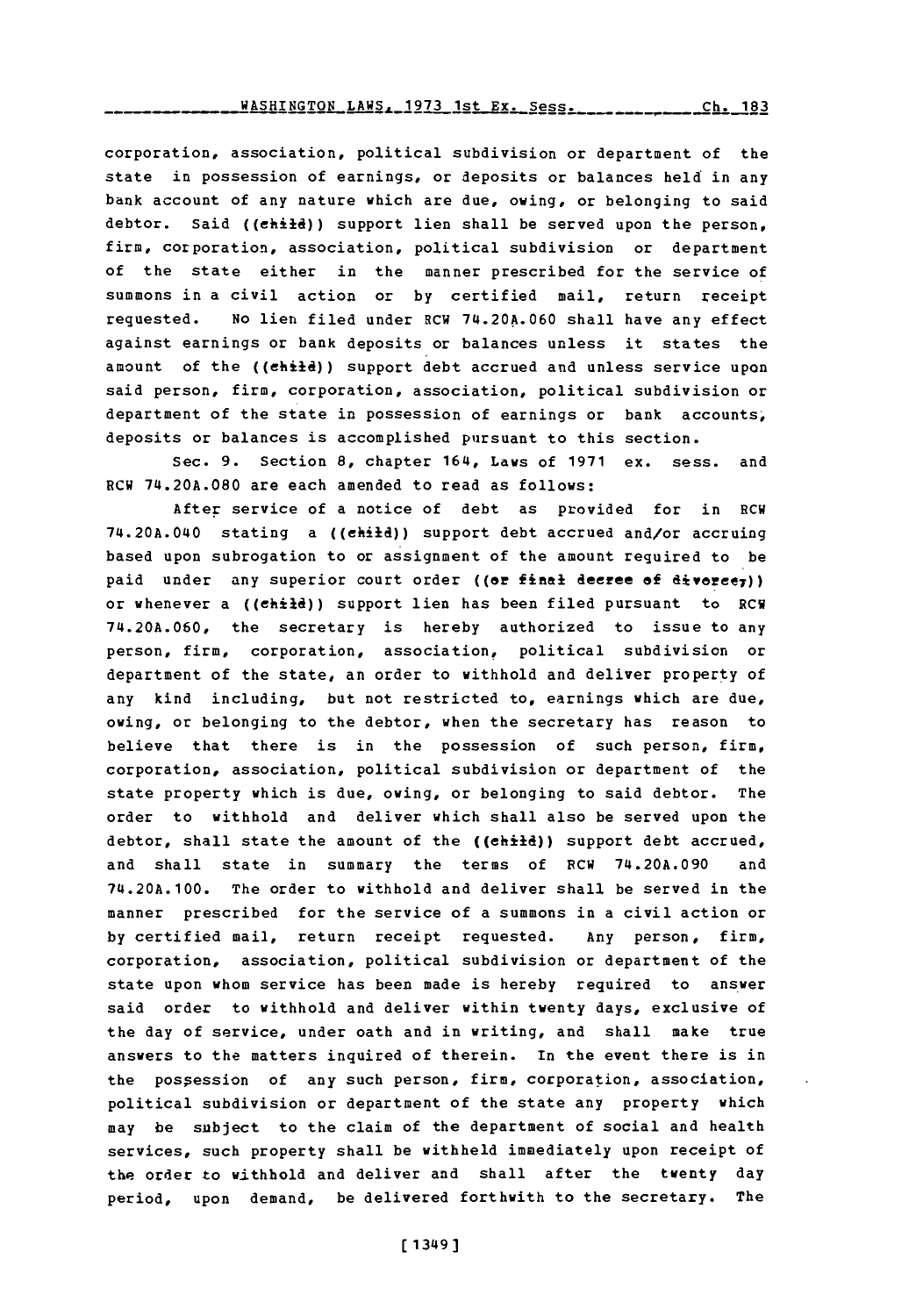corporation, association, political subdivision or department of the state in possession of earnings, or deposits or balances held in any bank account of any nature which are due, owing, or belonging to said debtor. Said ((child)) support lien shall be served upon the person, firm, corporation, association, political subdivision or department of the state either in the manner prescribed for the service of summons in a civil action or by certified mail, return receipt requested. No lien filed under RCW 74.20A.060 shall have any effect against earnings or bank deposits or balances unless it states the amount of the ((child)) support debt accrued and unless service upon said person, firm, corporation, association, political subdivision or department of the state in possession of earnings or bank accounts, deposits or balances is accomplished pursuant to this section.

Sec. 9. Section 8, chapter 164, Laws of 1971 ex. sess. and RCW 74.20A.080 are each amended to read as follows:

After service of a notice of debt as provided for in RCW 74.20A.040 stating a ((child)) support debt accrued and/or accruing based upon subrogation to or assignment of the amount required to be paid under any superior court order ((or final decree of divorce,)) or whenever a ((child)) support lien has been filed pursuant to RCW 74.20A.060, the secretary is hereby authorized to issue to any person, firm, corporation, association, political subdivision or department of the state, an order to withhold and deliver property of any kind including, but not restricted to, earnings which are due, owing, or belonging to the debtor, when the secretary has reason to believe that there is in the possession of such person, firm, corporation, association, political subdivision or department of the state property which is due, owing, or belonging to said debtor. The order to withhold and deliver which shall also be served upon the debtor, shall state the amount of the ((child)) support debt accrued, and shall state in summary the terms of RCW 74.20A.090 and 74.20A.100. The order to withhold and deliver shall be served in the manner prescribed for the service of a summons in a civil action or by certified mail, return receipt requested. Any person, firm, corporation, association, political subdivision or department of the state upon whom service has been made is hereby required to answer said order to withhold and deliver within twenty days, exclusive of the day of service, under oath and in writing, and shall make true answers to the matters inquired of therein. In the event there is in the possession of any such person, firm, corporation, association, political subdivision or department of the state any property which may be subject to the claim of the department of social and health services, such property shall be withheld immediately upon receipt of the order to withhold and deliver and shall after the twenty day period, upon demand, be delivered forthwith to the secretary. The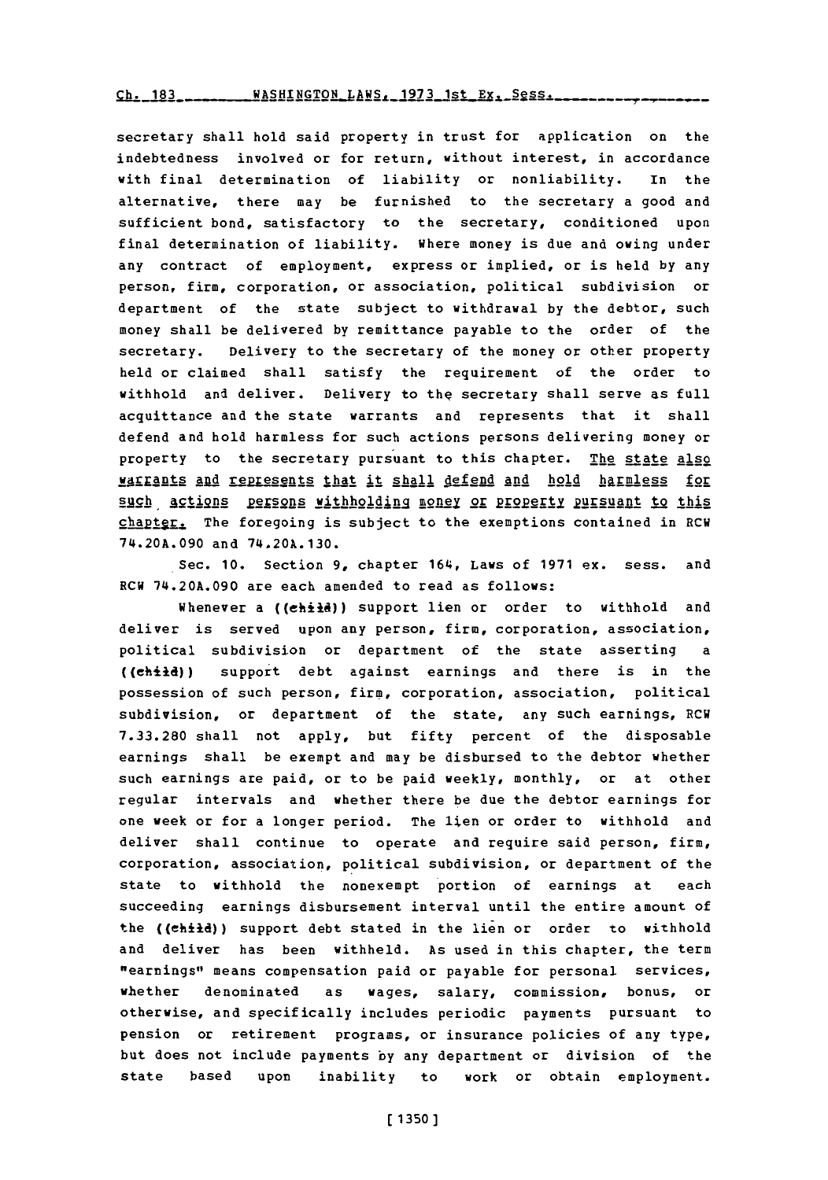secretary shall hold said property in trust for application on the indebtedness involved or for return, without interest, in accordance with final determination of liability or nonliability. In the alternative, there may be furnished to the secretary a good and sufficient bond, satisfactory to the secretary, conditioned upon final determination of liability. Where money is due and owing under any contract of employment, express or implied, or is held by any person, firm, corporation, or association, political subdivision or department of the state subject to withdrawal by the debtor, such money shall be delivered by remittance payable to the order of the secretary. Delivery to the secretary of the money or other property held or claimed shall satisfy the requirement of the order to withhold and deliver. Delivery to the secretary shall serve as full acquittance and the state warrants and represents that it shall defend and hold harmless for such actions persons delivering money or property to the secretary pursuant to this chapter. The state also warrants and represents that it shall defend and hold harmless for such actions persons withholding money or property pursuant to this chapter. The foregoing is subject to the exemptions contained in RCW 74.20A.090 and 74.20A.130.

Sec. 10. Section 9, chapter 164, Laws of 1971 ex. sess. and RCW 74.20A.090 are each amended to read as follows:

Whenever a ((child)) support lien or order to withhold and deliver is served upon any person, firm, corporation, association, political subdivision or department of the state asserting a ((child)) support debt against earnings and there is in the possession of such person, firm, corporation, association, political subdivision, or department of the state, any such earnings, RCW 7.33.280 shall not apply, but fifty percent of the disposable earnings shall be exempt and may be disbursed to the debtor whether such earnings are paid, or to be paid weekly, monthly, or at other regular intervals and whether there be due the debtor earnings for one week or for a longer period. The lien or order to withhold and deliver shall continue to operate and require said person, firm, corporation, association, political subdivision, or department of the state to withhold the nonexempt portion of earnings at each succeeding earnings disbursement interval until the entire amount of the ((child)) support debt stated in the lien or order to withhold and deliver has been withheld. As used in this chapter, the term "earnings" means compensation paid or payable for personal services, whether denominated as wages, salary, commission, bonus, or otherwise, and specifically includes periodic payments pursuant to pension or retirement programs, or insurance policies of any type, but does not include payments by any department or division of the state based upon inability to work or obtain employment.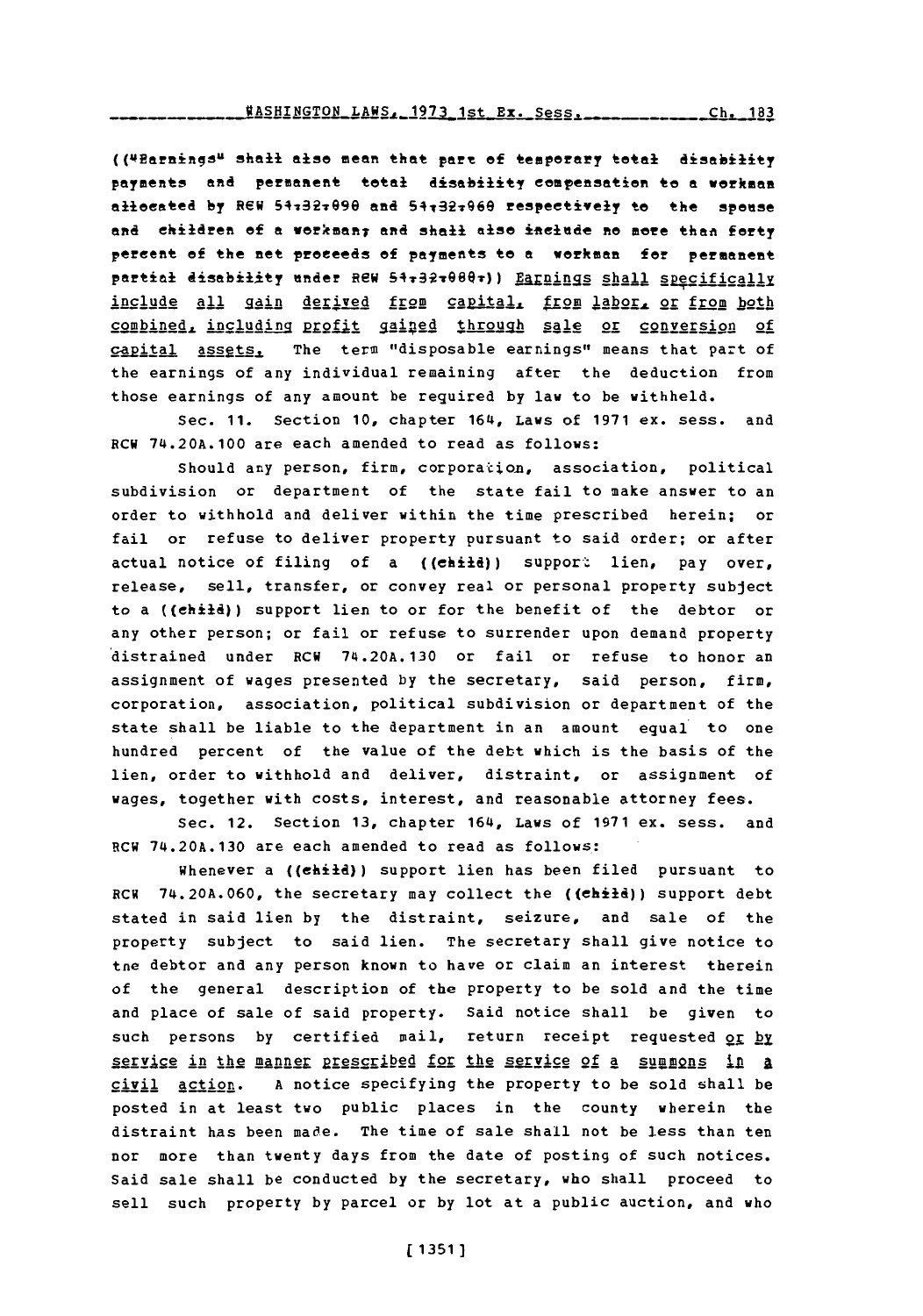(("Earnings" shall also mean that part of temporary total disability payments and permanent total disability compensation to a workman allocated by RCW 51.32.090 and 51.32.060 respectively to the spouse and children of a workman; and shall also include no more than forty percent of the net proceeds of payments to a workman for permanent partial disability under RCW 51.32.080.)) Earnings shall specifically include all gain derived from capital, from labor, or from both combined, including profit gained through sale or conversion of capital assets. The term "disposable earnings" means that part of the earnings of any individual remaining after the deduction from those earnings of any amount be required by law to be withheld.

Sec. 11. Section 10, chapter 164, Laws of 1971 ex. sess. and RCW 74.20A.100 are each amended to read as follows:

Should any person, firm, corporation, association, political subdivision or department of the state fail to make answer to an order to withhold and deliver within the time prescribed herein; or fail or refuse to deliver property pursuant to said order; or after actual notice of filing of a ((child)) support lien, pay over, release, sell, transfer, or convey real or personal property subject to a ((child)) support lien to or for the benefit of the debtor or any other person; or fail or refuse to surrender upon demand property distrained under RCW 74.20A.130 or fail or refuse to honor an assignment of wages presented by the secretary, said person, firm, corporation, association, political subdivision or department of the state shall be liable to the department in an amount equal to one hundred percent of the value of the debt which is the basis of the lien, order to withhold and deliver, distraint, or assignment of wages, together with costs, interest, and reasonable attorney fees.

Sec. 12. Section 13, chapter 164, Laws of 1971 ex. sess. and RCW 74.20A.130 are each amended to read as follows:

Whenever a ((child)) support lien has been filed pursuant to RCW 74.20A.060, the secretary may collect the ((child)) support debt stated in said lien by the distraint, seizure, and sale of the property subject to said lien. The secretary shall give notice to the debtor and any person known to have or claim an interest therein of the general description of the property to be sold and the time and place of sale of said property. Said notice shall be given to such persons by certified mail, return receipt requested or by service in the manner prescribed for the service of a summons in a civil action. A notice specifying the property to be sold shall be posted in at least two public places in the county wherein the distraint has been made. The time of sale shall not be less than ten nor more than twenty days from the date of posting of such notices. Said sale shall be conducted by the secretary, who shall proceed to sell such property by parcel or by lot at a public auction, and who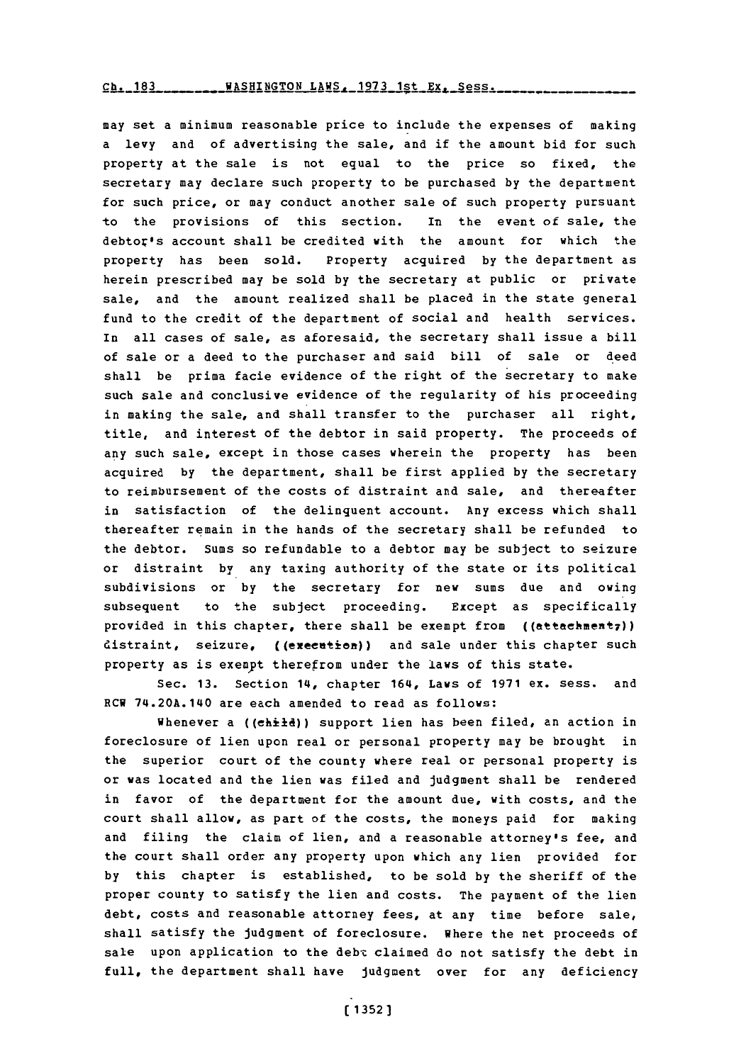may set a minimum reasonable price to include the expenses of making a levy and of advertising the sale, and if the amount bid for such property at the sale is not equal to the price so fixed, the secretary may declare such property to be purchased by the department for such price, or may conduct another sale of such property pursuant to the provisions of this section. In the event of sale, the debtor's account shall be credited with the amount for which the property has been sold. Property acquired by the department as herein prescribed may be sold by the secretary at public or private sale, and the amount realized shall be placed in the state general fund to the credit of the department of social and health services. In all cases of sale, as aforesaid, the secretary shall issue a bill of sale or a deed to the purchaser and said bill of sale or deed shall be prima facie evidence of the right of the secretary to make such sale and conclusive evidence of the regularity of his proceeding in making the sale, and shall transfer to the purchaser all right, title, and interest of the debtor in said property. The proceeds of any such sale, except in those cases wherein the property has been acquired by the department, shall be first applied by the secretary to reimbursement of the costs of distraint and sale, and thereafter in satisfaction of the delinquent account. Any excess which shall thereafter remain in the hands of the secretary shall be refunded to the debtor. Sums so refundable to a debtor may be subject to seizure or distraint by any taxing authority of the state or its political subdivisions or by the secretary for new sums due and owing subsequent to the subject proceeding. Except as specifically provided in this chapter, there shall be exempt from ((attachment,)) distraint, seizure, ((execution)) and sale under this chapter such property as is exempt therefrom under the laws of this state.

Sec. 13. Section 14, chapter 164, Laws of 1971 ex. sess. and RCW 74.20A.140 are each amended to read as follows:

Whenever a ((child)) support lien has been filed, an action in foreclosure of lien upon real or personal property may be brought in the superior court of the county where real or personal property is or was located and the lien was filed and judgment shall be rendered in favor of the department for the amount due, with costs, and the court shall allow, as part of the costs, the moneys paid for making and filing the claim of lien, and a reasonable attorney's fee, and the court shall order any property upon which any lien provided for by this chapter is established, to be sold by the sheriff of the proper county to satisfy the lien and costs. The payment of the lien debt, costs and reasonable attorney fees, at any time before sale, shall satisfy the judgment of foreclosure. Where the net proceeds of sale upon application to the debt claimed do not satisfy the debt in full, the department shall have judgment over for any deficiency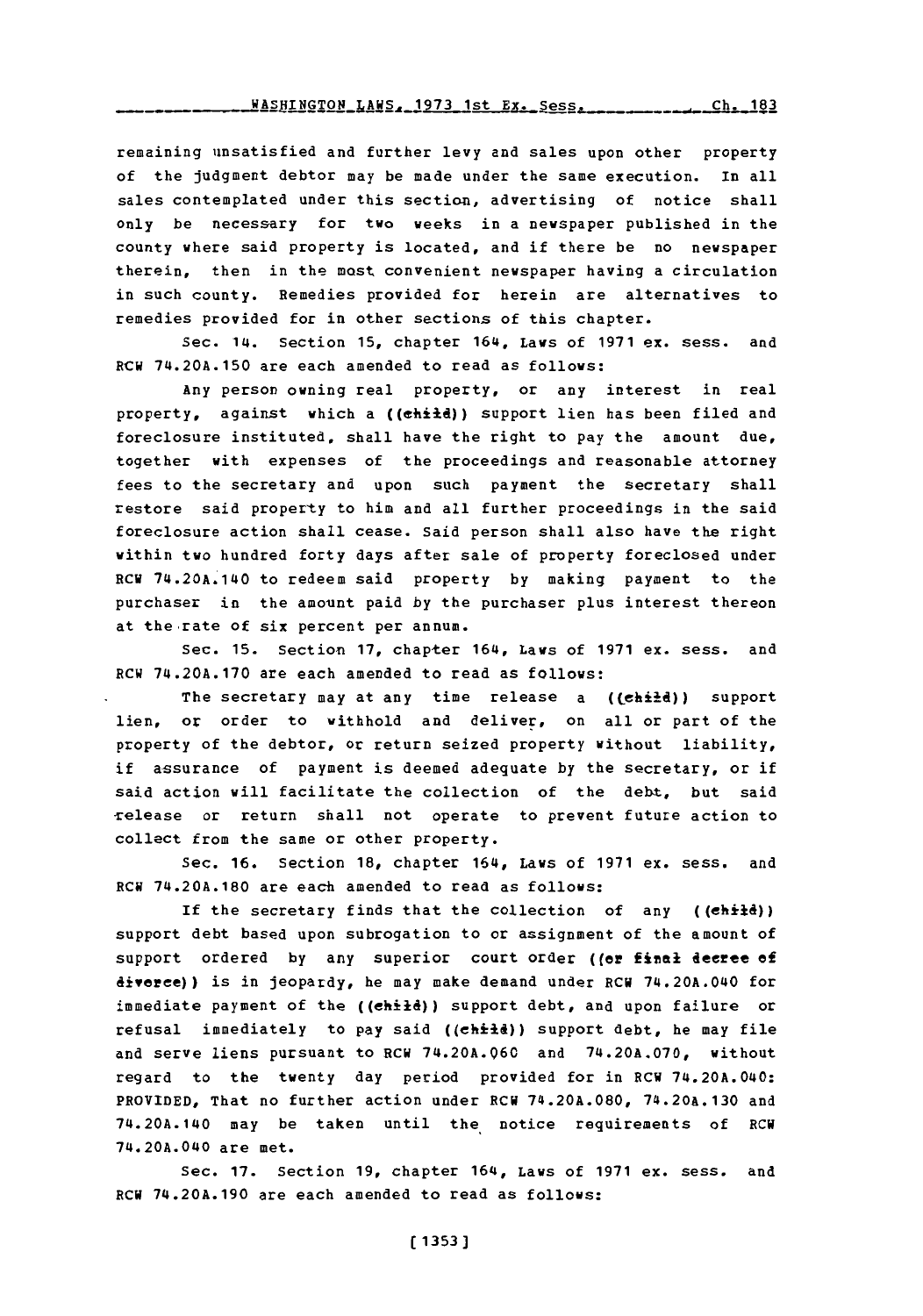remaining unsatisfied and further levy and sales upon other property of the judgment debtor may be made under the same execution. In all sales contemplated under this section, advertising of notice shall only be necessary for two weeks in a newspaper published in the county where said property is located, and if there be no newspaper therein, then in the most convenient newspaper having a circulation in such county. Remedies provided for herein are alternatives to remedies provided for in other sections of this chapter.

Sec. 14. Section 15, chapter 164, Laws of 1971 ex. sess. and RCW 74.20A.150 are each amended to read as follows:

Any person owning real property, or any interest in real property, against which a ((child)) support lien has been filed and foreclosure instituted, shall have the right to pay the amount due, together with expenses of the proceedings and reasonable attorney fees to the secretary and upon such payment the secretary shall restore said property to him and all further proceedings in the said foreclosure action shall cease. Said person shall also have the right within two hundred forty days after sale of property foreclosed under RCW 74.20A.140 to redeem said property by making payment to the purchaser in the amount paid by the purchaser plus interest thereon at the rate of six percent per annum.

Sec. 15. Section 17, chapter 164, Laws of 1971 ex. sess. and RCW 74.20A.170 are each amended to read as follows:

The secretary may at any time release a ((child)) support lien, or order to withhold and deliver, on all or part of the property of the debtor, or return seized property without liability, if assurance of payment is deemed adequate by the secretary, or if said action will facilitate the collection of the debt, but said release or return shall not operate to prevent future action to collect from the same or other property.

Sec. 16. Section 18, chapter 164, Laws of 1971 ex. sess. and RCW 74.20A.180 are each amended to read as follows:

If the secretary finds that the collection of any ((child)) support debt based upon subrogation to or assignment of the amount of support ordered by any superior court order ((or final decree of divorce)) is in jeopardy, he may make demand under RCW 74.20A.040 for immediate payment of the ((child)) support debt, and upon failure or refusal immediately to pay said ((child)) support debt, he may file and serve liens pursuant to RCW 74.20A.060 and 74.20A.070, without regard to the twenty day period provided for in RCW 74.20A.040: PROVIDED, That no further action under RCW 74.20A.080, 74.20A.130 and 74.20A.140 may be taken until the notice requirements of RCW 74.20A.040 are met.

Sec. 17. Section 19, chapter 164, Laws of 1971 ex. sess. and RCW 74.20A.190 are each amended to read as follows: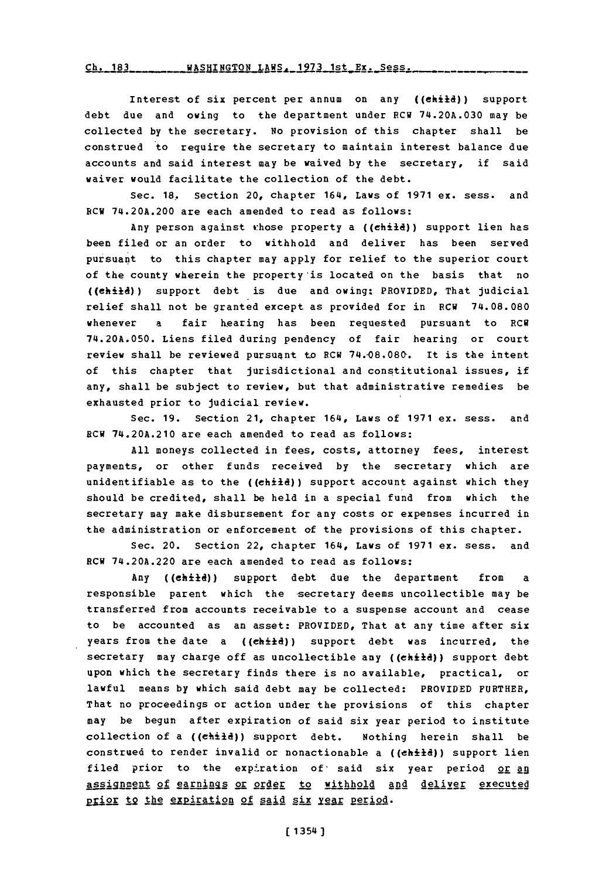Interest of six percent per annum on any ((child)) support debt due and owing to the department under RCW 74.20A.030 may be collected by the secretary. No provision of this chapter shall be construed to require the secretary to maintain interest balance due accounts and said interest may be waived by the secretary, if said waiver would facilitate the collection of the debt.

Sec. 18. Section 20, chapter 164, Laws of 1971 ex. sess. and RCW 74.20A.200 are each amended to read as follows:

Any person against whose property a ((child)) support lien has been filed or an order to withhold and deliver has been served pursuant to this chapter may apply for relief to the superior court of the county wherein the property is located on the basis that no ((child)) support debt is due and owing: PROVIDED, That judicial relief shall not be granted except as provided for in RCW 74.08.080 whenever a fair hearing has been requested pursuant to RCW 74.20A.050. Liens filed during pendency of fair hearing or court review shall be reviewed pursuant to RCW 74.08.080. It is the intent of this chapter that jurisdictional and constitutional issues, if any, shall be subject to review, but that administrative remedies be exhausted prior to judicial review.

Sec. 19. Section 21, chapter 164, Laws of 1971 ex. sess. and RCW 74.20A.210 are each amended to read as follows:

All moneys collected in fees, costs, attorney fees, interest payments, or other funds received by the secretary which are unidentifiable as to the ((child)) support account against which they should be credited, shall be held in a special fund from which the secretary may make disbursement for any costs or expenses incurred in the administration or enforcement of the provisions of this chapter.

Sec. 20. Section 22, chapter 164, Laws of 1971 ex. sess. and RCW 74.20A.220 are each amended to read as follows:

Any ((child)) support debt due the department from a responsible parent which the secretary deems uncollectible may be transferred from accounts receivable to a suspense account and cease to be accounted as an asset: PROVIDED, That at any time after six years from the date a ((child)) support debt was incurred, the secretary may charge off as uncollectible any ((child)) support debt upon which the secretary finds there is no available, practical, or lawful means by which said debt may be collected: PROVIDED FURTHER, That no proceedings or action under the provisions of this chapter may be begun after expiration of said six year period to institute collection of a ((child)) support debt. Nothing herein shall be construed to render invalid or nonactionable a ((child)) support lien filed prior to the expiration of said six year period <u>or an assignment of earnings or order to withhold and deliver executed prior to the expiration of said six year period</u>.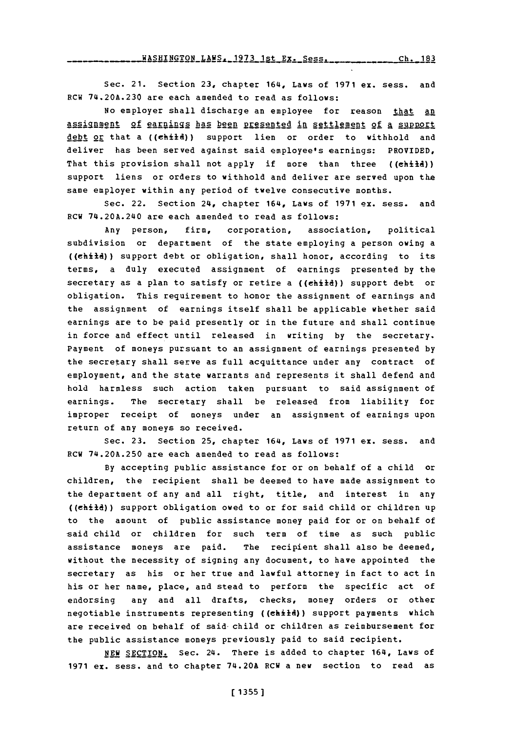Sec. 21. Section 23, chapter 164, Laws of 1971 ex. sess. and RCW 74.20A.230 are each amended to read as follows:

No employer shall discharge an employee for reason that an assignment of earnings has been presented in settlement of a support debt or that a ((child)) support lien or order to withhold and deliver has been served against said employee's earnings: PROVIDED, That this provision shall not apply if more than three ((child)) support liens or orders to withhold and deliver are served upon the same employer within any period of twelve consecutive months.

Sec. 22. Section 24, chapter 164, Laws of 1971 ex. sess. and RCW 74.20A.240 are each amended to read as follows:

Any person, firm, corporation, association, political subdivision or department of the state employing a person owing a ((child)) support debt or obligation, shall honor, according to its terms, a duly executed assignment of earnings presented by the secretary as a plan to satisfy or retire a ((child)) support debt or obligation. This requirement to honor the assignment of earnings and the assignment of earnings itself shall be applicable whether said earnings are to be paid presently or in the future and shall continue in force and effect until released in writing by the secretary. Payment of moneys pursuant to an assignment of earnings presented by the secretary shall serve as full acquittance under any contract of employment, and the state warrants and represents it shall defend and hold harmless such action taken pursuant to said assignment of earnings. The secretary shall be released from liability for improper receipt of moneys under an assignment of earnings upon return of any moneys so received.

Sec. 23. Section 25, chapter 164, Laws of 1971 ex. sess. and RCW 74.20A.250 are each amended to read as follows:

By accepting public assistance for or on behalf of a child or children, the recipient shall be deemed to have made assignment to the department of any and all right, title, and interest in any ((child)) support obligation owed to or for said child or children up to the amount of public assistance money paid for or on behalf of said child or children for such term of time as such public assistance moneys are paid. The recipient shall also be deemed, without the necessity of signing any document, to have appointed the secretary as his or her true and lawful attorney in fact to act in his or her name, place, and stead to perform the specific act of endorsing any and all drafts, checks, money orders or other negotiable instruments representing ((child)) support payments which are received on behalf of said child or children as reimbursement for the public assistance moneys previously paid to said recipient.

NEW SECTION. Sec. 24. There is added to chapter 164, Laws of 1971 ex. sess. and to chapter 74.20A RCW a new section to read as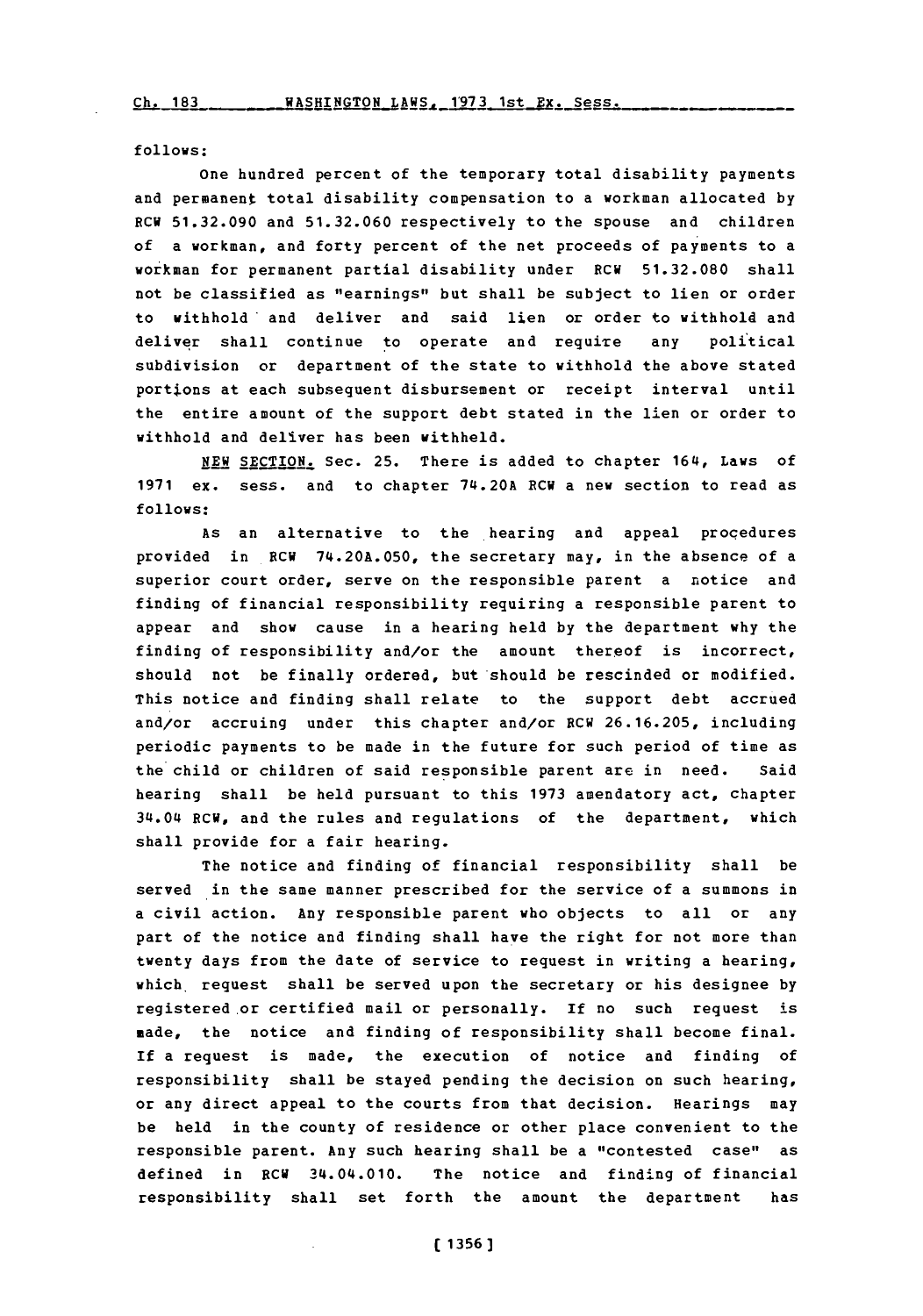follows:

One hundred percent of the temporary total disability payments and permanent total disability compensation to a workman allocated by RCW 51.32.090 and 51.32.060 respectively to the spouse and children of a workman, and forty percent of the net proceeds of payments to a workman for permanent partial disability under RCW 51.32.080 shall not be classified as "earnings" but shall be subject to lien or order to withhold and deliver and said lien or order to withhold and deliver shall continue to operate and require any political subdivision or department of the state to withhold the above stated portions at each subsequent disbursement or receipt interval until the entire amount of the support debt stated in the lien or order to withhold and deliver has been withheld.

NEW SECTION. Sec. 25. There is added to chapter 164, Laws of 1971 ex. sess. and to chapter 74.20A RCW a new section to read as follows:

As an alternative to the hearing and appeal procedures provided in RCW 74.20A.050, the secretary may, in the absence of a superior court order, serve on the responsible parent a notice and finding of financial responsibility requiring a responsible parent to appear and show cause in a hearing held by the department why the finding of responsibility and/or the amount thereof is incorrect, should not be finally ordered, but should be rescinded or modified. This notice and finding shall relate to the support debt accrued and/or accruing under this chapter and/or RCW 26.16.205, including periodic payments to be made in the future for such period of time as the child or children of said responsible parent are in need. Said hearing shall be held pursuant to this 1973 amendatory act, chapter 34.04 RCW, and the rules and regulations of the department, which shall provide for a fair hearing.

The notice and finding of financial responsibility shall be served in the same manner prescribed for the service of a summons in a civil action. Any responsible parent who objects to all or any part of the notice and finding shall have the right for not more than twenty days from the date of service to request in writing a hearing, which request shall be served upon the secretary or his designee by registered or certified mail or personally. If no such request is made, the notice and finding of responsibility shall become final. If a request is made, the execution of notice and finding of responsibility shall be stayed pending the decision on such hearing, or any direct appeal to the courts from that decision. Hearings may be held in the county of residence or other place convenient to the responsible parent. Any such hearing shall be a "contested case" as defined in RCW 34.04.010. The notice and finding of financial responsibility shall set forth the amount the department has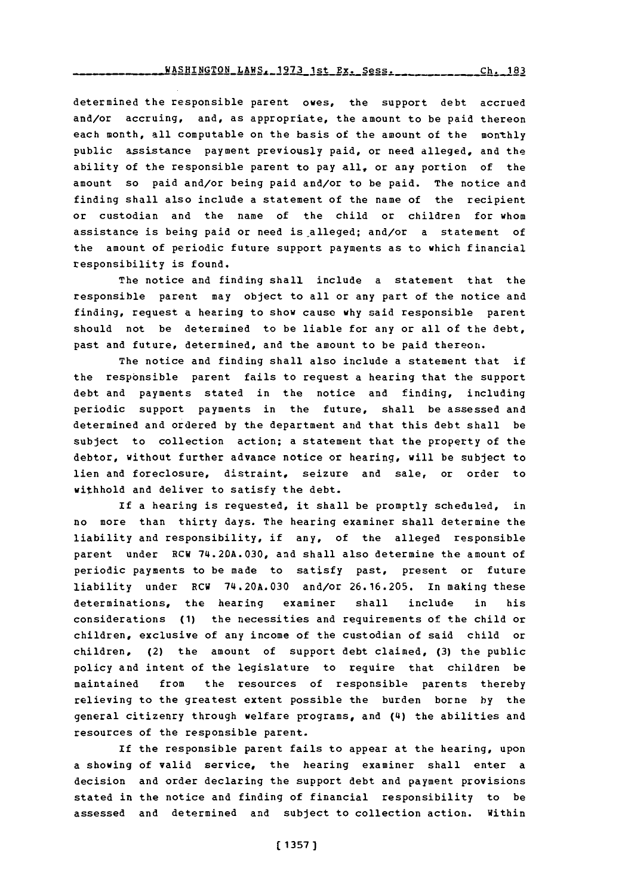determined the responsible parent owes, the support debt accrued and/or accruing, and, as appropriate, the amount to be paid thereon each month, all computable on the basis of the amount of the monthly public assistance payment previously paid, or need alleged, and the ability of the responsible parent to pay all, or any portion of the amount so paid and/or being paid and/or to be paid. The notice and finding shall also include a statement of the name of the recipient or custodian and the name of the child or children for whom assistance is being paid or need is alleged; and/or a statement of the amount of periodic future support payments as to which financial responsibility is found.

The notice and finding shall include a statement that the responsible parent may object to all or any part of the notice and finding, request a hearing to show cause why said responsible parent should not be determined to be liable for any or all of the debt, past and future, determined, and the amount to be paid thereon.

The notice and finding shall also include a statement that if the responsible parent fails to request a hearing that the support debt and payments stated in the notice and finding, including periodic support payments in the future, shall be assessed and determined and ordered by the department and that this debt shall be subject to collection action; a statement that the property of the debtor, without further advance notice or hearing, will be subject to lien and foreclosure, distraint, seizure and sale, or order to withhold and deliver to satisfy the debt.

If a hearing is requested, it shall be promptly scheduled, in no more than thirty days. The hearing examiner shall determine the liability and responsibility, if any, of the alleged responsible parent under RCW 74.20A.030, and shall also determine the amount of periodic payments to be made to satisfy past, present or future liability under RCW 74.20A.030 and/or 26.16.205. In making these determinations, the hearing examiner shall include in his considerations (1) the necessities and requirements of the child or children, exclusive of any income of the custodian of said child or children, (2) the amount of support debt claimed, (3) the public policy and intent of the legislature to require that children be maintained from the resources of responsible parents thereby relieving to the greatest extent possible the burden borne by the general citizenry through welfare programs, and (4) the abilities and resources of the responsible parent.

If the responsible parent fails to appear at the hearing, upon a showing of valid service, the hearing examiner shall enter a decision and order declaring the support debt and payment provisions stated in the notice and finding of financial responsibility to be assessed and determined and subject to collection action. Within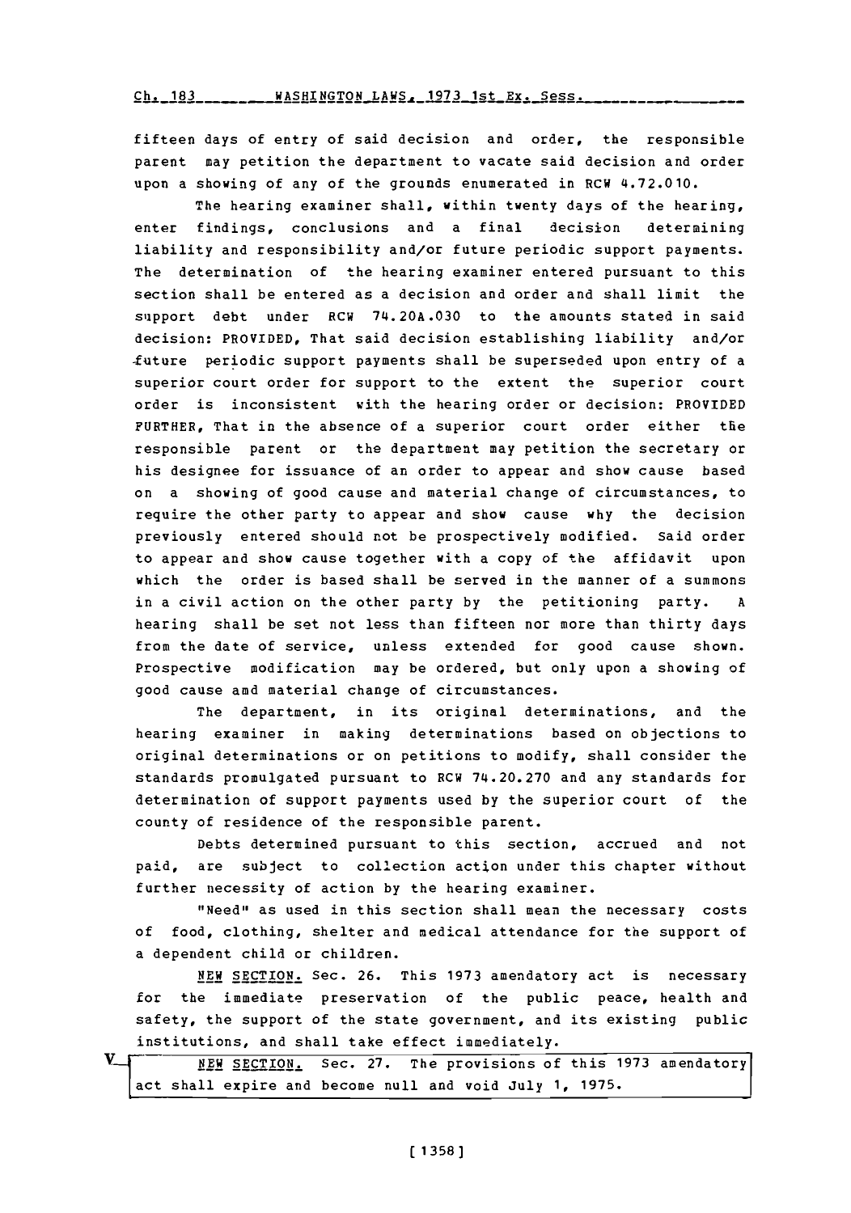fifteen days of entry of said decision and order, the responsible parent may petition the department to vacate said decision and order upon a showing of any of the grounds enumerated in RCW 4.72.010.

The hearing examiner shall, within twenty days of the hearing, enter findings, conclusions and a final decision determining liability and responsibility and/or future periodic support payments. The determination of the hearing examiner entered pursuant to this section shall be entered as a decision and order and shall limit the support debt under RCW 74.20A.030 to the amounts stated in said decision: PROVIDED, That said decision establishing liability and/or future periodic support payments shall be superseded upon entry of a superior court order for support to the extent the superior court order is inconsistent with the hearing order or decision: PROVIDED FURTHER, That in the absence of a superior court order either the responsible parent or the department may petition the secretary or his designee for issuance of an order to appear and show cause based on a showing of good cause and material change of circumstances, to require the other party to appear and show cause why the decision previously entered should not be prospectively modified. Said order to appear and show cause together with a copy of the affidavit upon which the order is based shall be served in the manner of a summons in a civil action on the other party by the petitioning party. A hearing shall be set not less than fifteen nor more than thirty days from the date of service, unless extended for good cause shown. Prospective modification may be ordered, but only upon a showing of good cause and material change of circumstances.

The department, in its original determinations, and the hearing examiner in making determinations based on objections to original determinations or on petitions to modify, shall consider the standards promulgated pursuant to RCW 74.20.270 and any standards for determination of support payments used by the superior court of the county of residence of the responsible parent.

Debts determined pursuant to this section, accrued and not paid, are subject to collection action under this chapter without further necessity of action by the hearing examiner.

"Need" as used in this section shall mean the necessary costs of food, clothing, shelter and medical attendance for the support of a dependent child or children.

NEW SECTION. Sec. 26. This 1973 amendatory act is necessary for the immediate preservation of the public peace, health and safety, the support of the state government, and its existing public institutions, and shall take effect immediately.

NEW SECTION. Sec. 27. The provisions of this 1973 amendatory act shall expire and become null and void July 1, 1975.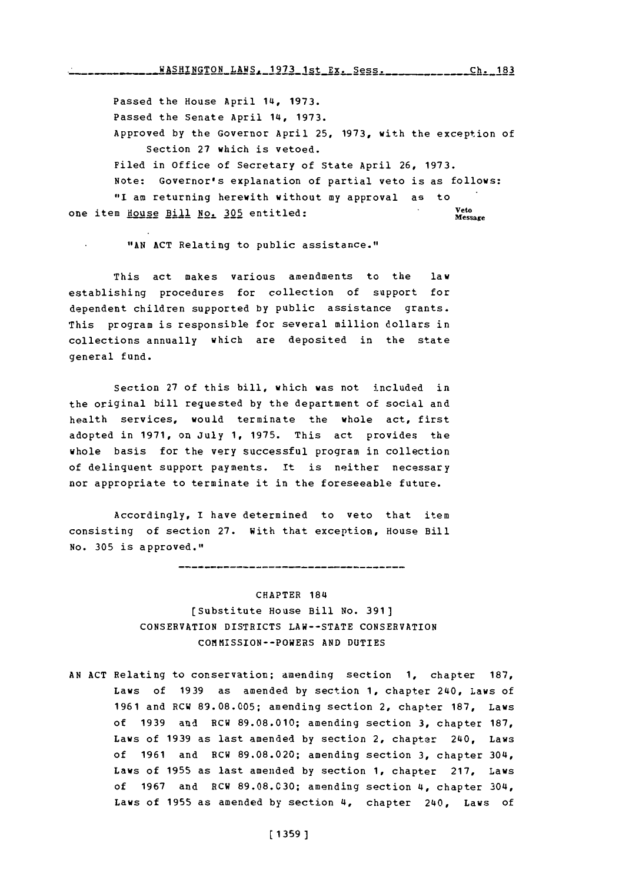Passed the House April 14, 1973.
Passed the Senate April 14, 1973.
Approved by the Governor April 25, 1973, with the exception of Section 27 which is vetoed.
Filed in Office of Secretary of State April 26, 1973.
Note: Governor's explanation of partial veto is as follows:

"I am returning herewith without my approval as to one item House Bill No. 305 entitled:

Veto Message

"AN ACT Relating to public assistance."

This act makes various amendments to the law establishing procedures for collection of support for dependent children supported by public assistance grants. This program is responsible for several million dollars in collections annually which are deposited in the state general fund.

Section 27 of this bill, which was not included in the original bill requested by the department of social and health services, would terminate the whole act, first adopted in 1971, on July 1, 1975. This act provides the whole basis for the very successful program in collection of delinquent support payments. It is neither necessary nor appropriate to terminate it in the foreseeable future.

Accordingly, I have determined to veto that item consisting of section 27. With that exception, House Bill No. 305 is approved."

---

## CHAPTER 184

[Substitute House Bill No. 391]

### CONSERVATION DISTRICTS LAW--STATE CONSERVATION COMMISSION--POWERS AND DUTIES

AN ACT Relating to conservation; amending section 1, chapter 187, Laws of 1939 as amended by section 1, chapter 240, Laws of 1961 and RCW 89.08.005; amending section 2, chapter 187, Laws of 1939 and RCW 89.08.010; amending section 3, chapter 187, Laws of 1939 as last amended by section 2, chapter 240, Laws of 1961 and RCW 89.08.020; amending section 3, chapter 304, Laws of 1955 as last amended by section 1, chapter 217, Laws of 1967 and RCW 89.08.030; amending section 4, chapter 304, Laws of 1955 as amended by section 4, chapter 240, Laws of